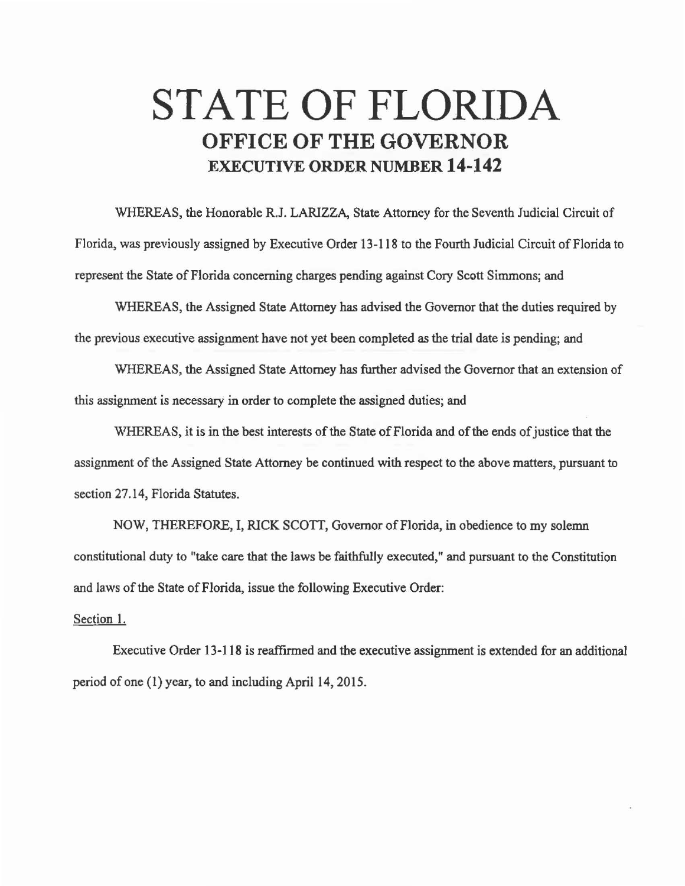# STATE OF FLORIDA
## OFFICE OF THE GOVERNOR
### EXECUTIVE ORDER NUMBER 14-142

WHEREAS, the Honorable R.J. LARIZZA, State Attorney for the Seventh Judicial Circuit of Florida, was previously assigned by Executive Order 13-118 to the Fourth Judicial Circuit of Florida to represent the State of Florida concerning charges pending against Cory Scott Simmons; and

WHEREAS, the Assigned State Attorney has advised the Governor that the duties required by the previous executive assignment have not yet been completed as the trial date is pending; and

WHEREAS, the Assigned State Attorney has further advised the Governor that an extension of this assignment is necessary in order to complete the assigned duties; and

WHEREAS, it is in the best interests of the State of Florida and of the ends of justice that the assignment of the Assigned State Attorney be continued with respect to the above matters, pursuant to section 27.14, Florida Statutes.

NOW, THEREFORE, I, RICK SCOTT, Governor of Florida, in obedience to my solemn constitutional duty to "take care that the laws be faithfully executed," and pursuant to the Constitution and laws of the State of Florida, issue the following Executive Order:

Section 1.

Executive Order 13-118 is reaffirmed and the executive assignment is extended for an additional period of one (1) year, to and including April 14, 2015.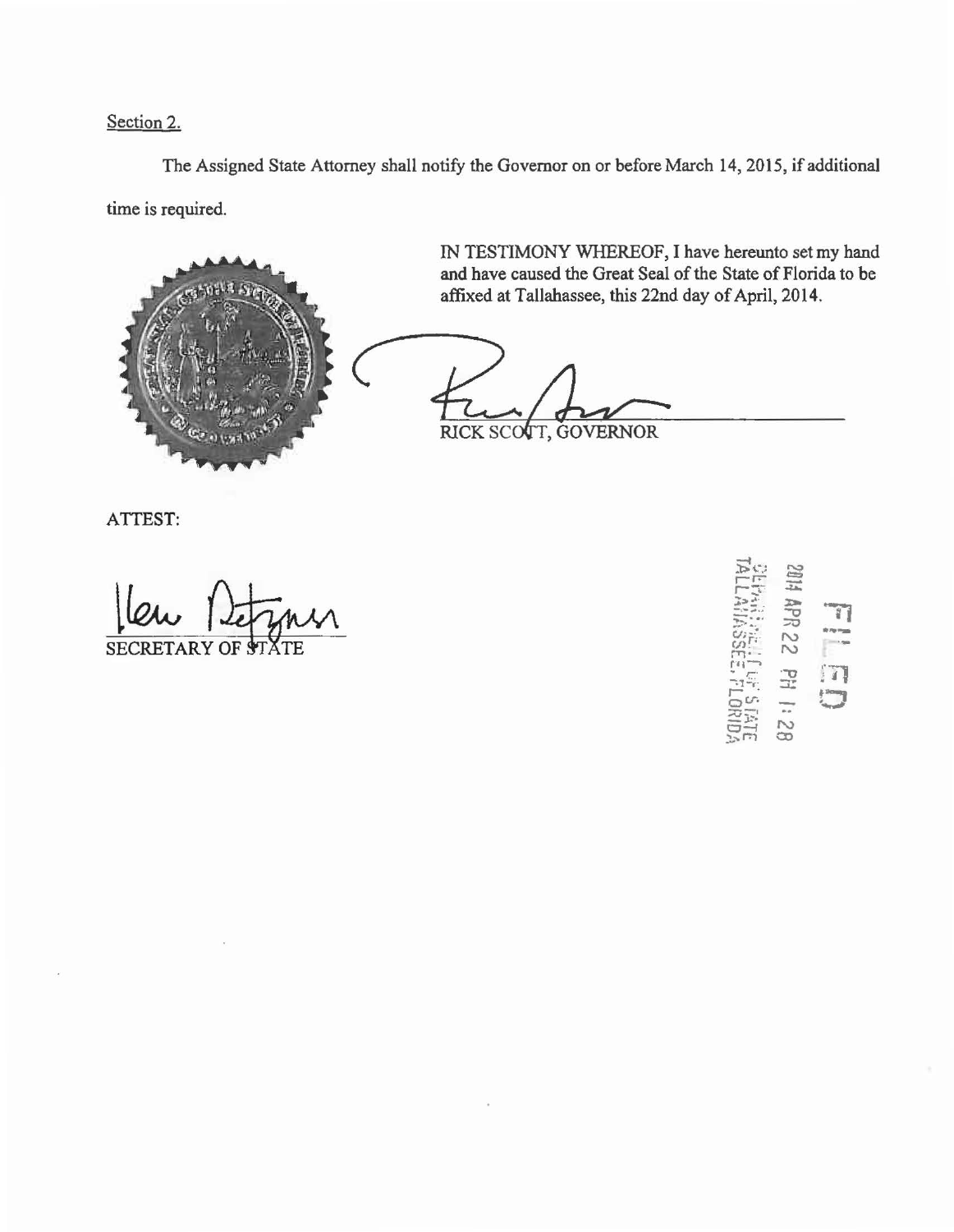Section 2.

The Assigned State Attorney shall notify the Governor on or before March 14, 2015, if additional time is required.

IN TESTIMONY WHEREOF, I have hereunto set my hand and have caused the Great Seal of the State of Florida to be affixed at Tallahassee, this 22nd day of April, 2014.

RICK SCOTT, GOVERNOR

ATTEST:

SECRETARY OF STATE

FILED

2014 APR 22 PM 1:28

DEPARTMENT OF STATE
TALLAHASSEE, FLORIDA